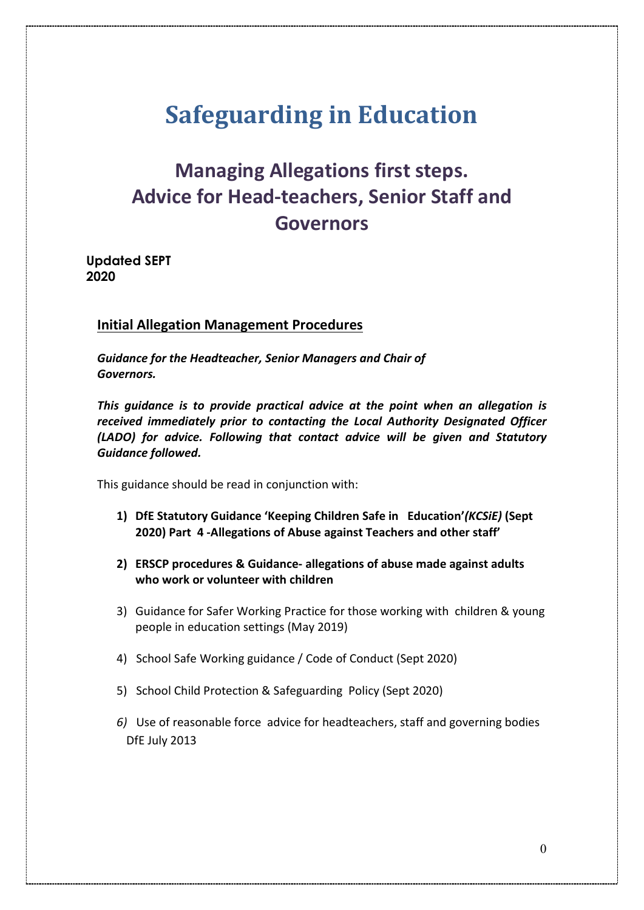# Safeguarding in Education

## Managing Allegations first steps. Advice for Head-teachers, Senior Staff and Governors

**Updated SEPT 2020**

### Initial Allegation Management Procedures

***Guidance for the Headteacher, Senior Managers and Chair of Governors.***

***This guidance is to provide practical advice at the point when an allegation is received immediately prior to contacting the Local Authority Designated Officer (LADO) for advice. Following that contact advice will be given and Statutory Guidance followed.***

This guidance should be read in conjunction with:

1) **DfE Statutory Guidance 'Keeping Children Safe in Education'*(KCSiE)* (Sept 2020) Part 4 -Allegations of Abuse against Teachers and other staff'**
2) **ERSCP procedures & Guidance- allegations of abuse made against adults who work or volunteer with children**
3) Guidance for Safer Working Practice for those working with children & young people in education settings (May 2019)
4) School Safe Working guidance / Code of Conduct (Sept 2020)
5) School Child Protection & Safeguarding Policy (Sept 2020)
6) Use of reasonable force advice for headteachers, staff and governing bodies DfE July 2013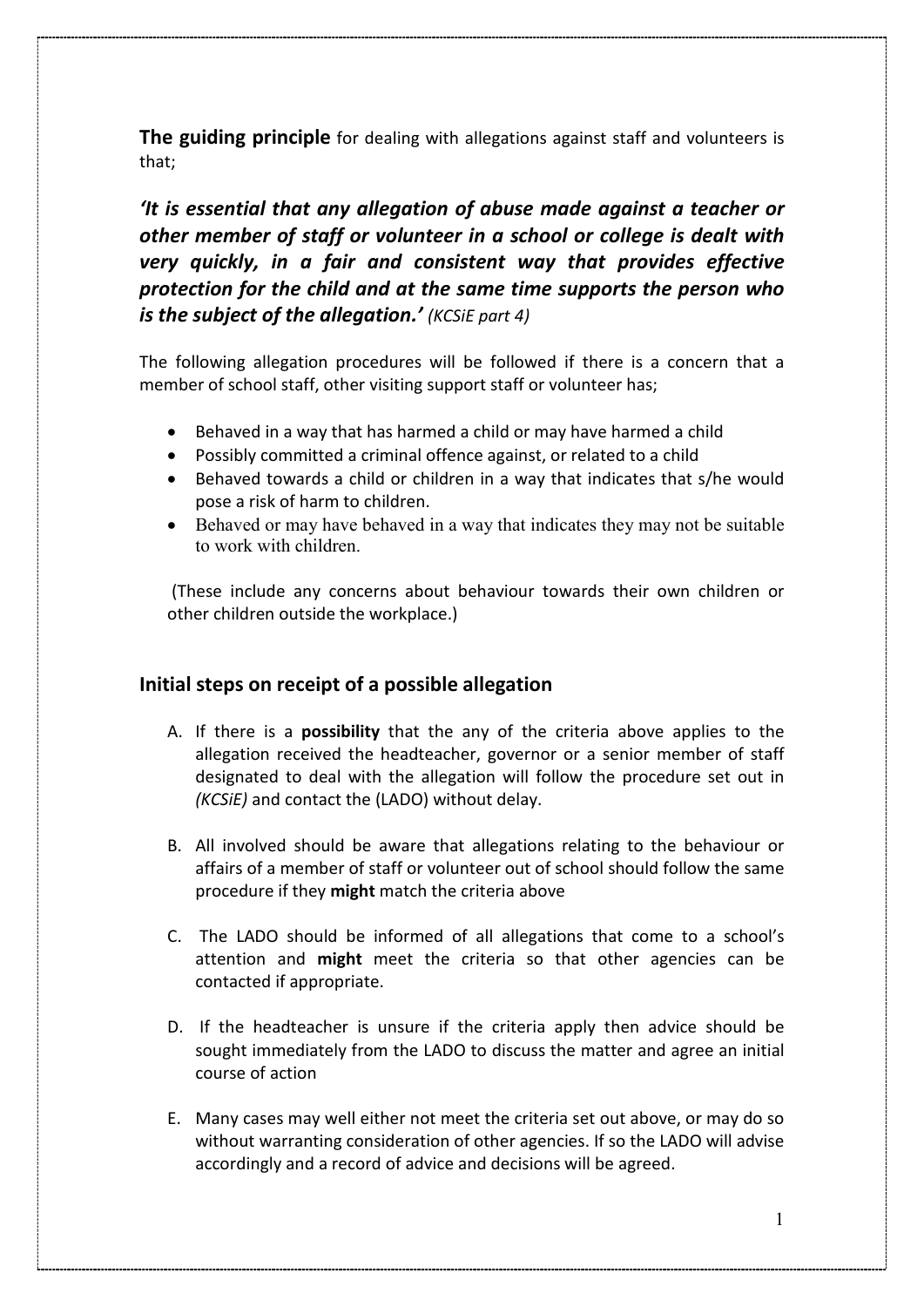**The guiding principle** for dealing with allegations against staff and volunteers is that;

***'It is essential that any allegation of abuse made against a teacher or other member of staff or volunteer in a school or college is dealt with very quickly, in a fair and consistent way that provides effective protection for the child and at the same time supports the person who is the subject of the allegation.'*** *(KCSiE part 4)*

The following allegation procedures will be followed if there is a concern that a member of school staff, other visiting support staff or volunteer has;

- Behaved in a way that has harmed a child or may have harmed a child
- Possibly committed a criminal offence against, or related to a child
- Behaved towards a child or children in a way that indicates that s/he would pose a risk of harm to children.
- Behaved or may have behaved in a way that indicates they may not be suitable to work with children.

(These include any concerns about behaviour towards their own children or other children outside the workplace.)

## Initial steps on receipt of a possible allegation

A. If there is a **possibility** that the any of the criteria above applies to the allegation received the headteacher, governor or a senior member of staff designated to deal with the allegation will follow the procedure set out in *(KCSiE)* and contact the (LADO) without delay.

B. All involved should be aware that allegations relating to the behaviour or affairs of a member of staff or volunteer out of school should follow the same procedure if they **might** match the criteria above

C. The LADO should be informed of all allegations that come to a school's attention and **might** meet the criteria so that other agencies can be contacted if appropriate.

D. If the headteacher is unsure if the criteria apply then advice should be sought immediately from the LADO to discuss the matter and agree an initial course of action

E. Many cases may well either not meet the criteria set out above, or may do so without warranting consideration of other agencies. If so the LADO will advise accordingly and a record of advice and decisions will be agreed.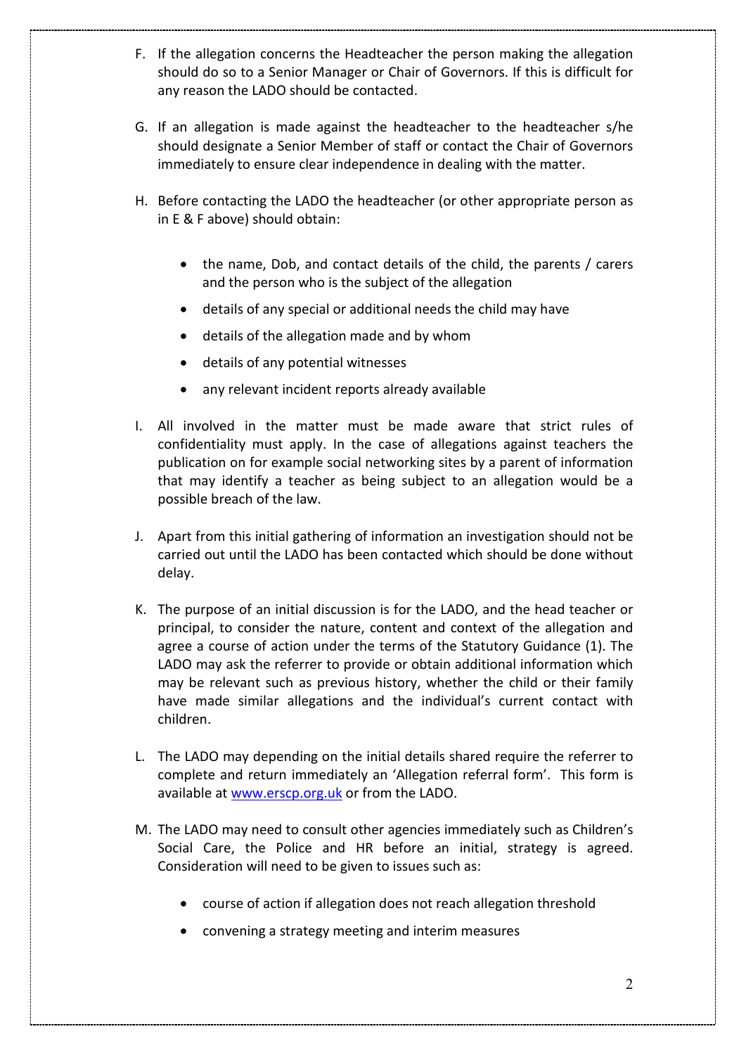F. If the allegation concerns the Headteacher the person making the allegation should do so to a Senior Manager or Chair of Governors. If this is difficult for any reason the LADO should be contacted.

G. If an allegation is made against the headteacher to the headteacher s/he should designate a Senior Member of staff or contact the Chair of Governors immediately to ensure clear independence in dealing with the matter.

H. Before contacting the LADO the headteacher (or other appropriate person as in E & F above) should obtain:

   - the name, Dob, and contact details of the child, the parents / carers and the person who is the subject of the allegation
   - details of any special or additional needs the child may have
   - details of the allegation made and by whom
   - details of any potential witnesses
   - any relevant incident reports already available

I. All involved in the matter must be made aware that strict rules of confidentiality must apply. In the case of allegations against teachers the publication on for example social networking sites by a parent of information that may identify a teacher as being subject to an allegation would be a possible breach of the law.

J. Apart from this initial gathering of information an investigation should not be carried out until the LADO has been contacted which should be done without delay.

K. The purpose of an initial discussion is for the LADO, and the head teacher or principal, to consider the nature, content and context of the allegation and agree a course of action under the terms of the Statutory Guidance (1). The LADO may ask the referrer to provide or obtain additional information which may be relevant such as previous history, whether the child or their family have made similar allegations and the individual's current contact with children.

L. The LADO may depending on the initial details shared require the referrer to complete and return immediately an 'Allegation referral form'. This form is available at [www.erscp.org.uk](http://www.erscp.org.uk) or from the LADO.

M. The LADO may need to consult other agencies immediately such as Children's Social Care, the Police and HR before an initial, strategy is agreed. Consideration will need to be given to issues such as:

   - course of action if allegation does not reach allegation threshold
   - convening a strategy meeting and interim measures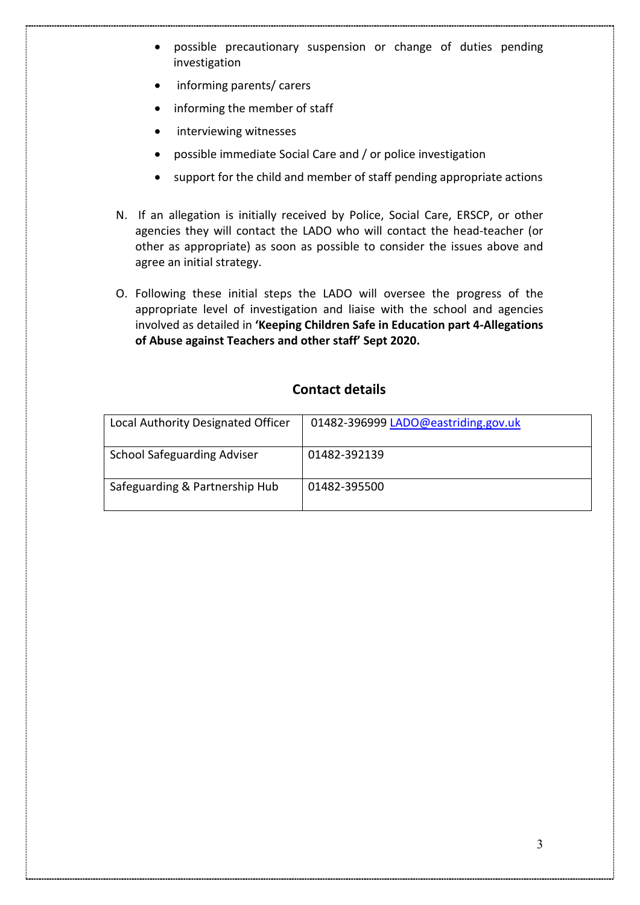- possible precautionary suspension or change of duties pending investigation
- informing parents/ carers
- informing the member of staff
- interviewing witnesses
- possible immediate Social Care and / or police investigation
- support for the child and member of staff pending appropriate actions

N. If an allegation is initially received by Police, Social Care, ERSCP, or other agencies they will contact the LADO who will contact the head-teacher (or other as appropriate) as soon as possible to consider the issues above and agree an initial strategy.

O. Following these initial steps the LADO will oversee the progress of the appropriate level of investigation and liaise with the school and agencies involved as detailed in **'Keeping Children Safe in Education part 4-Allegations of Abuse against Teachers and other staff' Sept 2020.**

## Contact details

| | |
|---|---|
| Local Authority Designated Officer | 01482-396999 LADO@eastriding.gov.uk |
| School Safeguarding Adviser | 01482-392139 |
| Safeguarding & Partnership Hub | 01482-395500 |